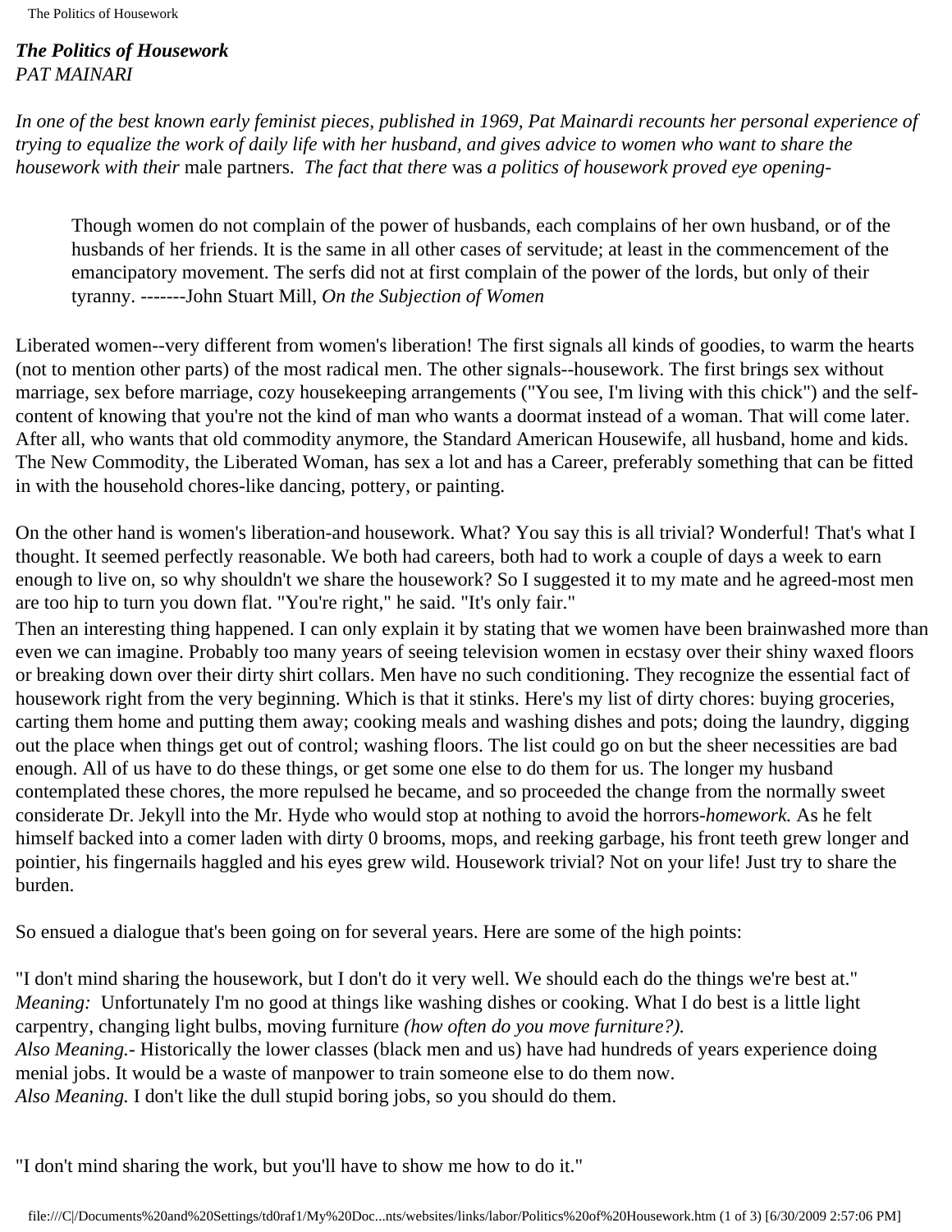***The Politics of Housework***
*PAT MAINARI*

*In one of the best known early feminist pieces, published in 1969, Pat Mainardi recounts her personal experience of trying to equalize the work of daily life with her husband, and gives advice to women who want to share the housework with their* male partners. *The fact that there* was *a politics of housework proved eye opening-*

> Though women do not complain of the power of husbands, each complains of her own husband, or of the husbands of her friends. It is the same in all other cases of servitude; at least in the commencement of the emancipatory movement. The serfs did not at first complain of the power of the lords, but only of their tyranny. -------John Stuart Mill, *On the Subjection of Women*

Liberated women--very different from women's liberation! The first signals all kinds of goodies, to warm the hearts (not to mention other parts) of the most radical men. The other signals--housework. The first brings sex without marriage, sex before marriage, cozy housekeeping arrangements ("You see, I'm living with this chick") and the self-content of knowing that you're not the kind of man who wants a doormat instead of a woman. That will come later. After all, who wants that old commodity anymore, the Standard American Housewife, all husband, home and kids. The New Commodity, the Liberated Woman, has sex a lot and has a Career, preferably something that can be fitted in with the household chores-like dancing, pottery, or painting.

On the other hand is women's liberation-and housework. What? You say this is all trivial? Wonderful! That's what I thought. It seemed perfectly reasonable. We both had careers, both had to work a couple of days a week to earn enough to live on, so why shouldn't we share the housework? So I suggested it to my mate and he agreed-most men are too hip to turn you down flat. "You're right," he said. "It's only fair."

Then an interesting thing happened. I can only explain it by stating that we women have been brainwashed more than even we can imagine. Probably too many years of seeing television women in ecstasy over their shiny waxed floors or breaking down over their dirty shirt collars. Men have no such conditioning. They recognize the essential fact of housework right from the very beginning. Which is that it stinks. Here's my list of dirty chores: buying groceries, carting them home and putting them away; cooking meals and washing dishes and pots; doing the laundry, digging out the place when things get out of control; washing floors. The list could go on but the sheer necessities are bad enough. All of us have to do these things, or get some one else to do them for us. The longer my husband contemplated these chores, the more repulsed he became, and so proceeded the change from the normally sweet considerate Dr. Jekyll into the Mr. Hyde who would stop at nothing to avoid the horrors-*homework.* As he felt himself backed into a comer laden with dirty 0 brooms, mops, and reeking garbage, his front teeth grew longer and pointier, his fingernails haggled and his eyes grew wild. Housework trivial? Not on your life! Just try to share the burden.

So ensued a dialogue that's been going on for several years. Here are some of the high points:

"I don't mind sharing the housework, but I don't do it very well. We should each do the things we're best at."
*Meaning:* Unfortunately I'm no good at things like washing dishes or cooking. What I do best is a little light carpentry, changing light bulbs, moving furniture *(how often do you move furniture?).*
*Also Meaning.-* Historically the lower classes (black men and us) have had hundreds of years experience doing menial jobs. It would be a waste of manpower to train someone else to do them now.
*Also Meaning.* I don't like the dull stupid boring jobs, so you should do them.

"I don't mind sharing the work, but you'll have to show me how to do it."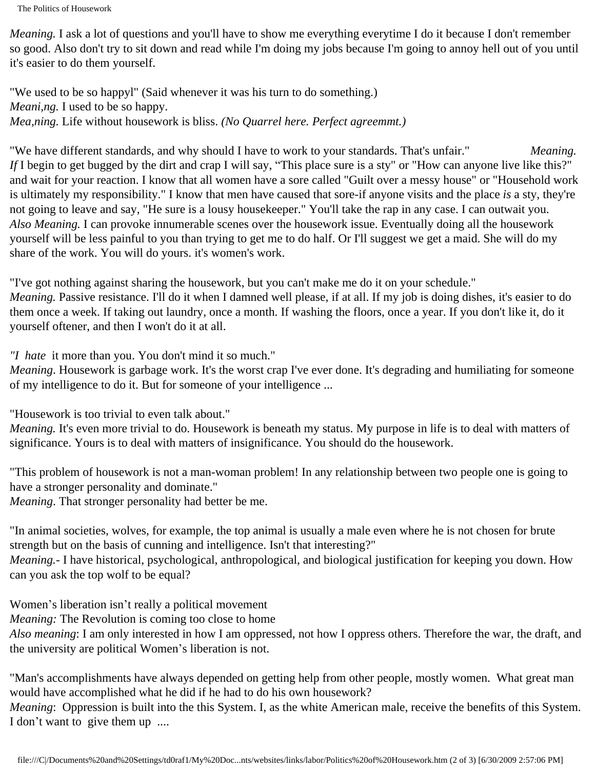*Meaning.* I ask a lot of questions and you'll have to show me everything everytime I do it because I don't remember so good. Also don't try to sit down and read while I'm doing my jobs because I'm going to annoy hell out of you until it's easier to do them yourself.

"We used to be so happyl" (Said whenever it was his turn to do something.)
*Meani,ng.* I used to be so happy.
*Mea,ning.* Life without housework is bliss. *(No Quarrel here. Perfect agreemmt.)*

"We have different standards, and why should I have to work to your standards. That's unfair." *Meaning. If* I begin to get bugged by the dirt and crap I will say, "This place sure is a sty" or "How can anyone live like this?" and wait for your reaction. I know that all women have a sore called "Guilt over a messy house" or "Household work is ultimately my responsibility." I know that men have caused that sore-if anyone visits and the place *is* a sty, they're not going to leave and say, "He sure is a lousy housekeeper." You'll take the rap in any case. I can outwait you.
*Also Meaning.* I can provoke innumerable scenes over the housework issue. Eventually doing all the housework yourself will be less painful to you than trying to get me to do half. Or I'll suggest we get a maid. She will do my share of the work. You will do yours. it's women's work.

"I've got nothing against sharing the housework, but you can't make me do it on your schedule."
*Meaning.* Passive resistance. I'll do it when I damned well please, if at all. If my job is doing dishes, it's easier to do them once a week. If taking out laundry, once a month. If washing the floors, once a year. If you don't like it, do it yourself oftener, and then I won't do it at all.

*"I hate* it more than you. You don't mind it so much."
*Meaning*. Housework is garbage work. It's the worst crap I've ever done. It's degrading and humiliating for someone of my intelligence to do it. But for someone of your intelligence ...

"Housework is too trivial to even talk about."
*Meaning.* It's even more trivial to do. Housework is beneath my status. My purpose in life is to deal with matters of significance. Yours is to deal with matters of insignificance. You should do the housework.

"This problem of housework is not a man-woman problem! In any relationship between two people one is going to have a stronger personality and dominate."
*Meaning*. That stronger personality had better be me.

"In animal societies, wolves, for example, the top animal is usually a male even where he is not chosen for brute strength but on the basis of cunning and intelligence. Isn't that interesting?"
*Meaning.*- I have historical, psychological, anthropological, and biological justification for keeping you down. How can you ask the top wolf to be equal?

Women's liberation isn't really a political movement
*Meaning:* The Revolution is coming too close to home
*Also meaning*: I am only interested in how I am oppressed, not how I oppress others. Therefore the war, the draft, and the university are political Women's liberation is not.

"Man's accomplishments have always depended on getting help from other people, mostly women. What great man would have accomplished what he did if he had to do his own housework?
*Meaning*: Oppression is built into the this System. I, as the white American male, receive the benefits of this System. I don't want to give them up ....